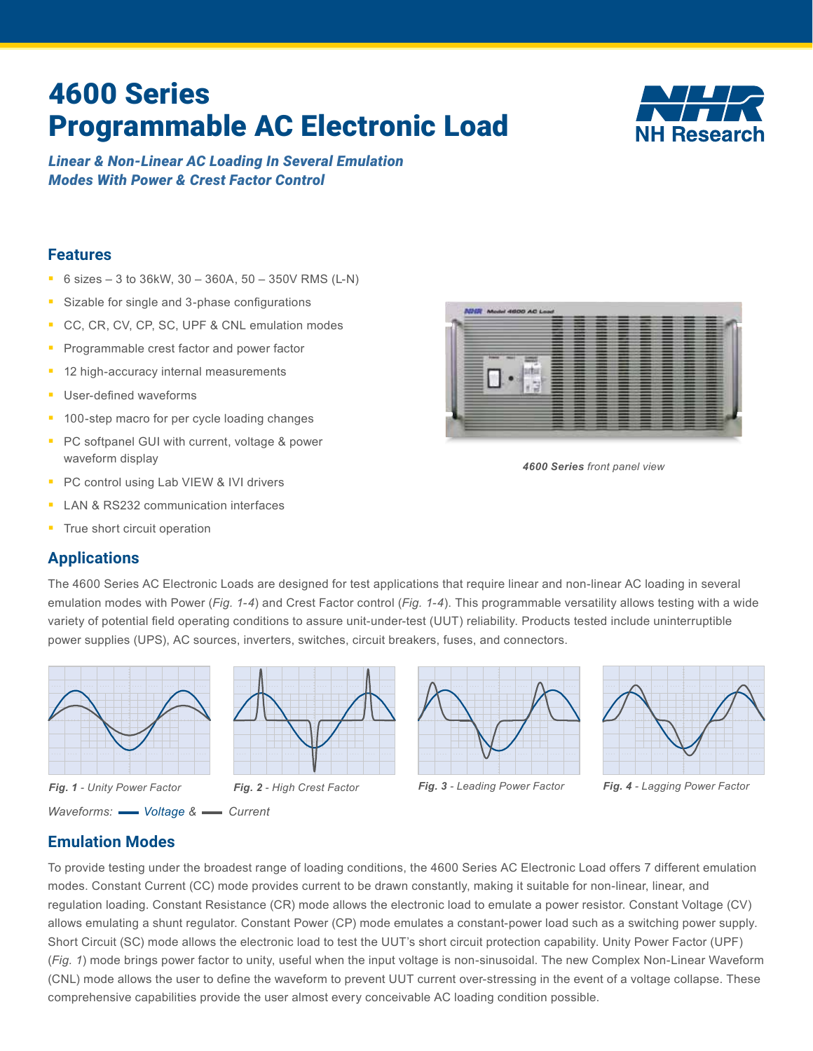# 4600 Series
# Programmable AC Electronic Load

NH Research

***Linear & Non-Linear AC Loading In Several Emulation Modes With Power & Crest Factor Control***

## Features

- 6 sizes – 3 to 36kW, 30 – 360A, 50 – 350V RMS (L-N)
- Sizable for single and 3-phase configurations
- CC, CR, CV, CP, SC, UPF & CNL emulation modes
- Programmable crest factor and power factor
- 12 high-accuracy internal measurements
- User-defined waveforms
- 100-step macro for per cycle loading changes
- PC softpanel GUI with current, voltage & power waveform display
- PC control using Lab VIEW & IVI drivers
- LAN & RS232 communication interfaces
- True short circuit operation

***4600 Series** front panel view*

## Applications

The 4600 Series AC Electronic Loads are designed for test applications that require linear and non-linear AC loading in several emulation modes with Power (*Fig. 1-4*) and Crest Factor control (*Fig. 1-4*). This programmable versatility allows testing with a wide variety of potential field operating conditions to assure unit-under-test (UUT) reliability. Products tested include uninterruptible power supplies (UPS), AC sources, inverters, switches, circuit breakers, fuses, and connectors.

***Fig. 1** - Unity Power Factor*

***Fig. 2** - High Crest Factor*

***Fig. 3** - Leading Power Factor*

***Fig. 4** - Lagging Power Factor*

*Waveforms: Voltage & Current*

## Emulation Modes

To provide testing under the broadest range of loading conditions, the 4600 Series AC Electronic Load offers 7 different emulation modes. Constant Current (CC) mode provides current to be drawn constantly, making it suitable for non-linear, linear, and regulation loading. Constant Resistance (CR) mode allows the electronic load to emulate a power resistor. Constant Voltage (CV) allows emulating a shunt regulator. Constant Power (CP) mode emulates a constant-power load such as a switching power supply. Short Circuit (SC) mode allows the electronic load to test the UUT's short circuit protection capability. Unity Power Factor (UPF) (*Fig. 1*) mode brings power factor to unity, useful when the input voltage is non-sinusoidal. The new Complex Non-Linear Waveform (CNL) mode allows the user to define the waveform to prevent UUT current over-stressing in the event of a voltage collapse. These comprehensive capabilities provide the user almost every conceivable AC loading condition possible.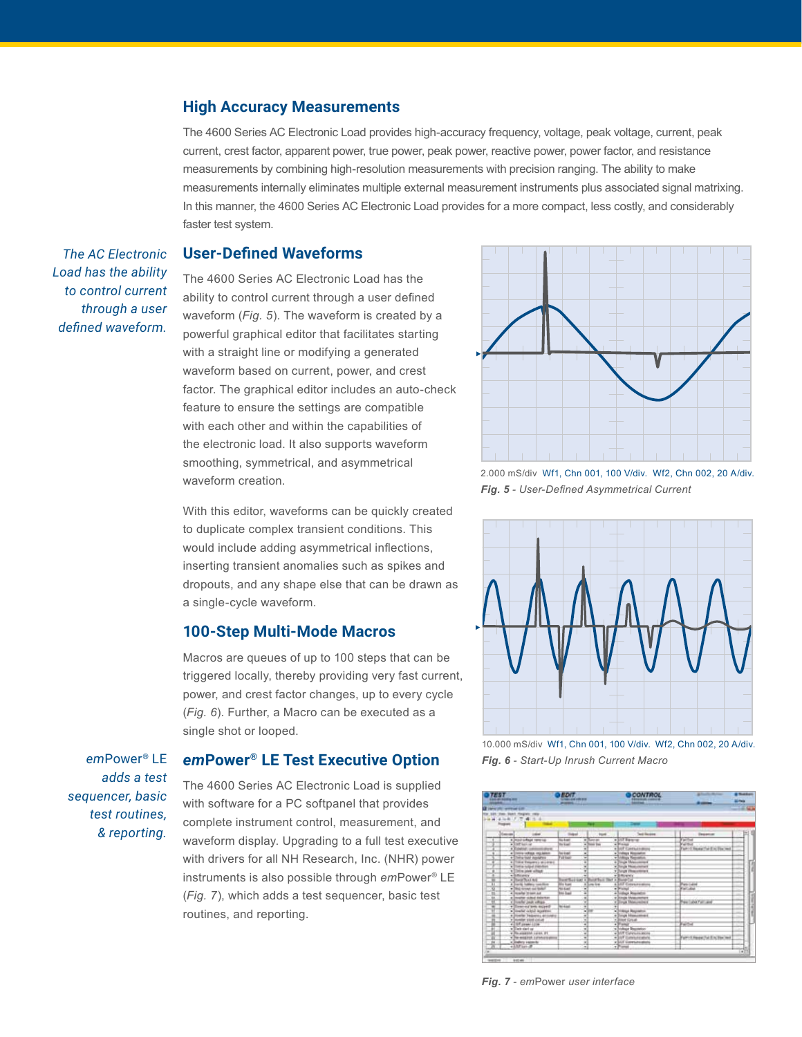## High Accuracy Measurements

The 4600 Series AC Electronic Load provides high-accuracy frequency, voltage, peak voltage, current, peak current, crest factor, apparent power, true power, peak power, reactive power, power factor, and resistance measurements by combining high-resolution measurements with precision ranging. The ability to make measurements internally eliminates multiple external measurement instruments plus associated signal matrixing. In this manner, the 4600 Series AC Electronic Load provides for a more compact, less costly, and considerably faster test system.

*The AC Electronic Load has the ability to control current through a user defined waveform.*

## User-Defined Waveforms

The 4600 Series AC Electronic Load has the ability to control current through a user defined waveform (*Fig. 5*). The waveform is created by a powerful graphical editor that facilitates starting with a straight line or modifying a generated waveform based on current, power, and crest factor. The graphical editor includes an auto-check feature to ensure the settings are compatible with each other and within the capabilities of the electronic load. It also supports waveform smoothing, symmetrical, and asymmetrical waveform creation.

With this editor, waveforms can be quickly created to duplicate complex transient conditions. This would include adding asymmetrical inflections, inserting transient anomalies such as spikes and dropouts, and any shape else that can be drawn as a single-cycle waveform.

2.000 mS/div Wf1, Chn 001, 100 V/div. Wf2, Chn 002, 20 A/div.

***Fig. 5*** *- User-Defined Asymmetrical Current*

## 100-Step Multi-Mode Macros

Macros are queues of up to 100 steps that can be triggered locally, thereby providing very fast current, power, and crest factor changes, up to every cycle (*Fig. 6*). Further, a Macro can be executed as a single shot or looped.

10.000 mS/div Wf1, Chn 001, 100 V/div. Wf2, Chn 002, 20 A/div.

***Fig. 6*** *- Start-Up Inrush Current Macro*

*emPower® LE adds a test sequencer, basic test routines, & reporting.*

## *em*Power® LE Test Executive Option

The 4600 Series AC Electronic Load is supplied with software for a PC softpanel that provides complete instrument control, measurement, and waveform display. Upgrading to a full test executive with drivers for all NH Research, Inc. (NHR) power instruments is also possible through *em*Power® LE (*Fig. 7*), which adds a test sequencer, basic test routines, and reporting.

***Fig. 7*** *- emPower user interface*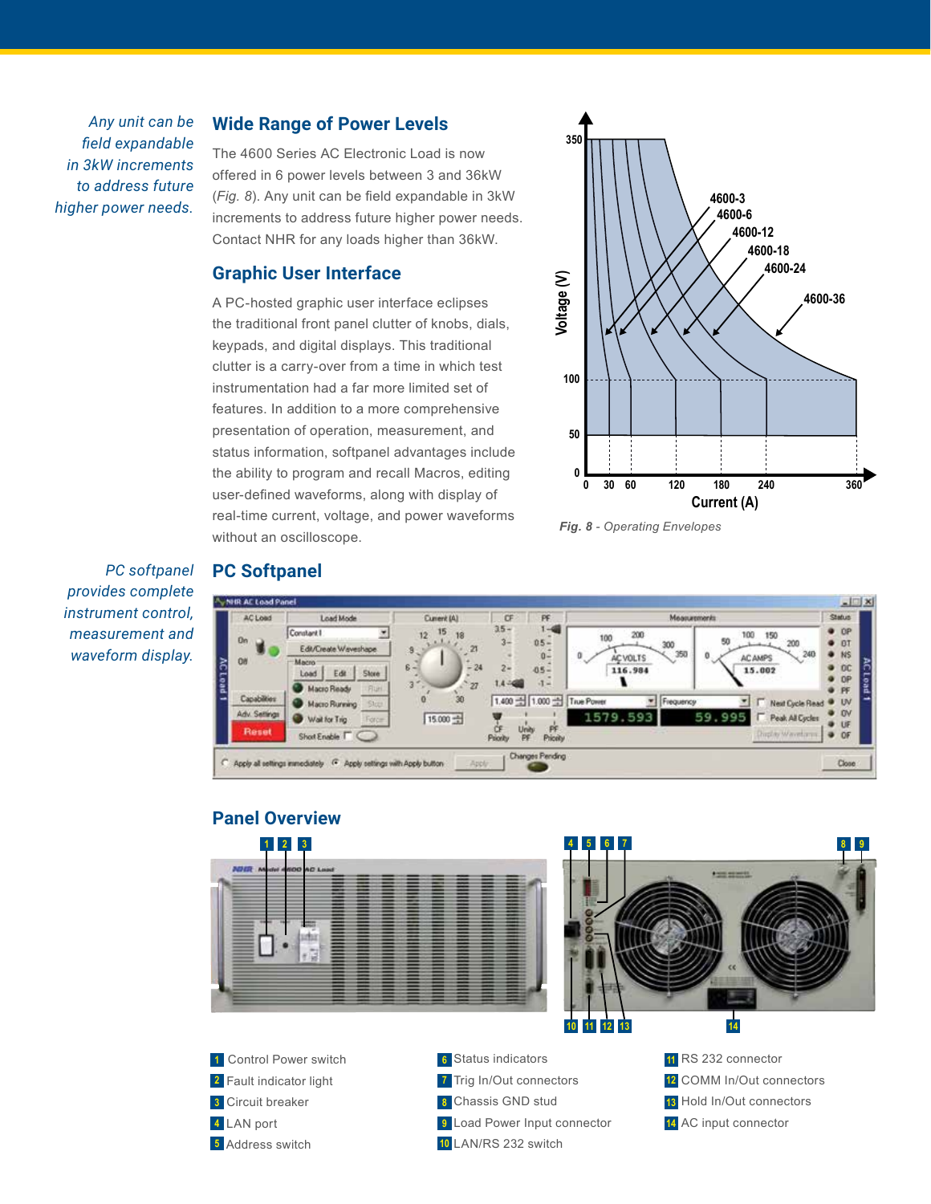*Any unit can be field expandable in 3kW increments to address future higher power needs.*

## Wide Range of Power Levels

The 4600 Series AC Electronic Load is now offered in 6 power levels between 3 and 36kW (*Fig. 8*). Any unit can be field expandable in 3kW increments to address future higher power needs. Contact NHR for any loads higher than 36kW.

## Graphic User Interface

A PC-hosted graphic user interface eclipses the traditional front panel clutter of knobs, dials, keypads, and digital displays. This traditional clutter is a carry-over from a time in which test instrumentation had a far more limited set of features. In addition to a more comprehensive presentation of operation, measurement, and status information, softpanel advantages include the ability to program and recall Macros, editing user-defined waveforms, along with display of real-time current, voltage, and power waveforms without an oscilloscope.

***Fig. 8*** *- Operating Envelopes*

*PC softpanel provides complete instrument control, measurement and waveform display.*

## PC Softpanel

## Panel Overview

1. Control Power switch
2. Fault indicator light
3. Circuit breaker
4. LAN port
5. Address switch
6. Status indicators
7. Trig In/Out connectors
8. Chassis GND stud
9. Load Power Input connector
10. LAN/RS 232 switch
11. RS 232 connector
12. COMM In/Out connectors
13. Hold In/Out connectors
14. AC input connector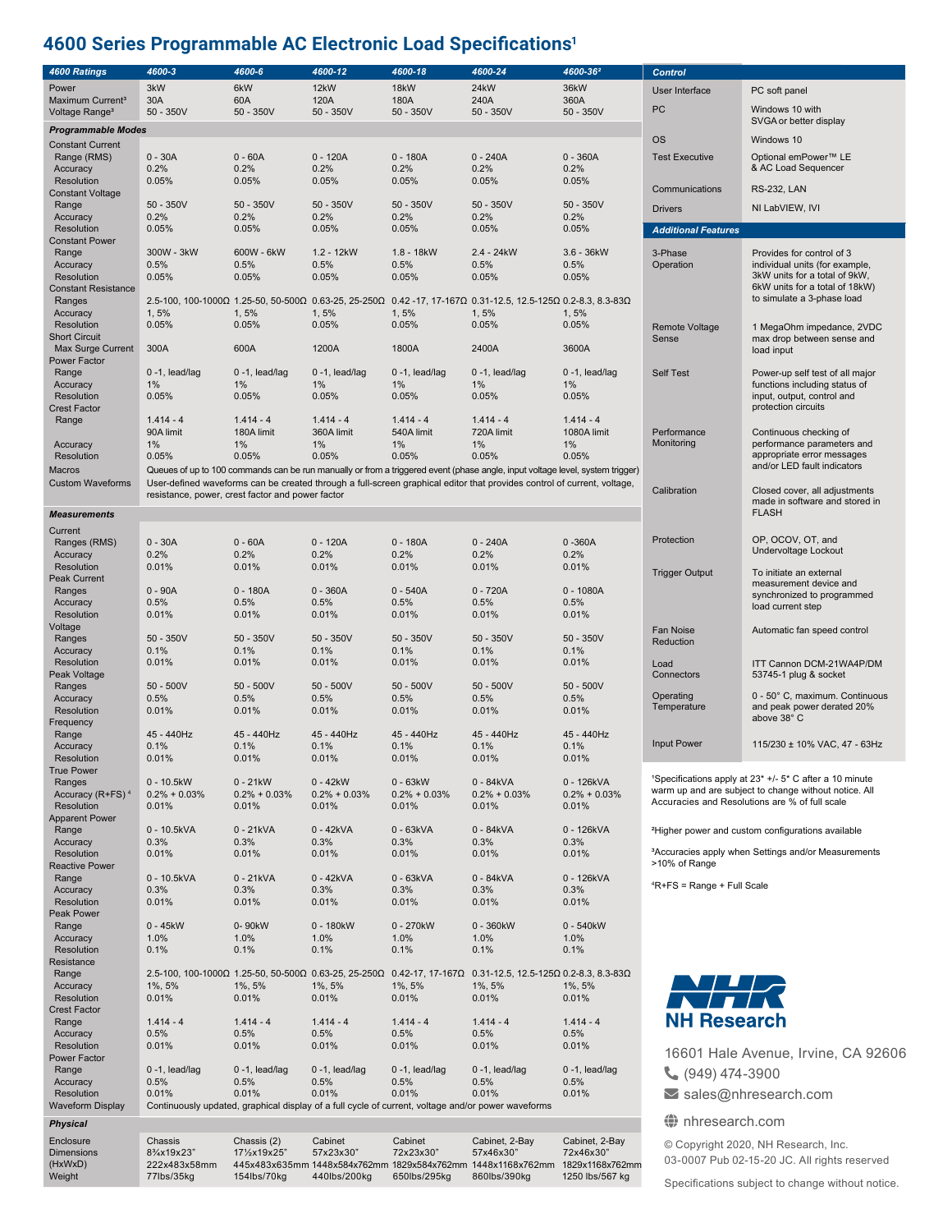# 4600 Series Programmable AC Electronic Load Specifications[1]

| 4600 Ratings | 4600-3 | 4600-6 | 4600-12 | 4600-18 | 4600-24 | 4600-36[2] |
|---|---|---|---|---|---|---|
| Power | 3kW | 6kW | 12kW | 18kW | 24kW | 36kW |
| Maximum Current[3] | 30A | 60A | 120A | 180A | 240A | 360A |
| Voltage Range[3] | 50 - 350V | 50 - 350V | 50 - 350V | 50 - 350V | 50 - 350V | 50 - 350V |
| ***Programmable Modes*** | | | | | | |
| Constant Current | | | | | | |
| Range (RMS) | 0 - 30A | 0 - 60A | 0 - 120A | 0 - 180A | 0 - 240A | 0 - 360A |
| Accuracy | 0.2% | 0.2% | 0.2% | 0.2% | 0.2% | 0.2% |
| Resolution | 0.05% | 0.05% | 0.05% | 0.05% | 0.05% | 0.05% |
| Constant Voltage | | | | | | |
| Range | 50 - 350V | 50 - 350V | 50 - 350V | 50 - 350V | 50 - 350V | 50 - 350V |
| Accuracy | 0.2% | 0.2% | 0.2% | 0.2% | 0.2% | 0.2% |
| Resolution | 0.05% | 0.05% | 0.05% | 0.05% | 0.05% | 0.05% |
| Constant Power | | | | | | |
| Range | 300W - 3kW | 600W - 6kW | 1.2 - 12kW | 1.8 - 18kW | 2.4 - 24kW | 3.6 - 36kW |
| Accuracy | 0.5% | 0.5% | 0.5% | 0.5% | 0.5% | 0.5% |
| Resolution | 0.05% | 0.05% | 0.05% | 0.05% | 0.05% | 0.05% |
| Constant Resistance | | | | | | |
| Ranges | 2.5-100, 100-1000Ω | 1.25-50, 50-500Ω | 0.63-25, 25-250Ω | 0.42 -17, 17-167Ω | 0.31-12.5, 12.5-125Ω | 0.2-8.3, 8.3-83Ω |
| Accuracy | 1, 5% | 1, 5% | 1, 5% | 1, 5% | 1, 5% | 1, 5% |
| Resolution | 0.05% | 0.05% | 0.05% | 0.05% | 0.05% | 0.05% |
| Short Circuit | | | | | | |
| Max Surge Current | 300A | 600A | 1200A | 1800A | 2400A | 3600A |
| Power Factor | | | | | | |
| Range | 0 -1, lead/lag | 0 -1, lead/lag | 0 -1, lead/lag | 0 -1, lead/lag | 0 -1, lead/lag | 0 -1, lead/lag |
| Accuracy | 1% | 1% | 1% | 1% | 1% | 1% |
| Resolution | 0.05% | 0.05% | 0.05% | 0.05% | 0.05% | 0.05% |
| Crest Factor | | | | | | |
| Range | 1.414 - 4<br>90A limit | 1.414 - 4<br>180A limit | 1.414 - 4<br>360A limit | 1.414 - 4<br>540A limit | 1.414 - 4<br>720A limit | 1.414 - 4<br>1080A limit |
| Accuracy | 1% | 1% | 1% | 1% | 1% | 1% |
| Resolution | 0.05% | 0.05% | 0.05% | 0.05% | 0.05% | 0.05% |
| Macros | Queues of up to 100 commands can be run manually or from a triggered event (phase angle, input voltage level, system trigger) | | | | | |
| Custom Waveforms | User-defined waveforms can be created through a full-screen graphical editor that provides control of current, voltage, resistance, power, crest factor and power factor | | | | | |
| ***Measurements*** | | | | | | |
| Current | | | | | | |
| Ranges (RMS) | 0 - 30A | 0 - 60A | 0 - 120A | 0 - 180A | 0 - 240A | 0 -360A |
| Accuracy | 0.2% | 0.2% | 0.2% | 0.2% | 0.2% | 0.2% |
| Resolution | 0.01% | 0.01% | 0.01% | 0.01% | 0.01% | 0.01% |
| Peak Current | | | | | | |
| Ranges | 0 - 90A | 0 - 180A | 0 - 360A | 0 - 540A | 0 - 720A | 0 - 1080A |
| Accuracy | 0.5% | 0.5% | 0.5% | 0.5% | 0.5% | 0.5% |
| Resolution | 0.01% | 0.01% | 0.01% | 0.01% | 0.01% | 0.01% |
| Voltage | | | | | | |
| Ranges | 50 - 350V | 50 - 350V | 50 - 350V | 50 - 350V | 50 - 350V | 50 - 350V |
| Accuracy | 0.1% | 0.1% | 0.1% | 0.1% | 0.1% | 0.1% |
| Resolution | 0.01% | 0.01% | 0.01% | 0.01% | 0.01% | 0.01% |
| Peak Voltage | | | | | | |
| Ranges | 50 - 500V | 50 - 500V | 50 - 500V | 50 - 500V | 50 - 500V | 50 - 500V |
| Accuracy | 0.5% | 0.5% | 0.5% | 0.5% | 0.5% | 0.5% |
| Resolution | 0.01% | 0.01% | 0.01% | 0.01% | 0.01% | 0.01% |
| Frequency | | | | | | |
| Range | 45 - 440Hz | 45 - 440Hz | 45 - 440Hz | 45 - 440Hz | 45 - 440Hz | 45 - 440Hz |
| Accuracy | 0.1% | 0.1% | 0.1% | 0.1% | 0.1% | 0.1% |
| Resolution | 0.01% | 0.01% | 0.01% | 0.01% | 0.01% | 0.01% |
| True Power | | | | | | |
| Ranges | 0 - 10.5kW | 0 - 21kW | 0 - 42kW | 0 - 63kW | 0 - 84kVA | 0 - 126kVA |
| Accuracy (R+FS)[4] | 0.2% + 0.03% | 0.2% + 0.03% | 0.2% + 0.03% | 0.2% + 0.03% | 0.2% + 0.03% | 0.2% + 0.03% |
| Resolution | 0.01% | 0.01% | 0.01% | 0.01% | 0.01% | 0.01% |
| Apparent Power | | | | | | |
| Range | 0 - 10.5kVA | 0 - 21kVA | 0 - 42kVA | 0 - 63kVA | 0 - 84kVA | 0 - 126kVA |
| Accuracy | 0.3% | 0.3% | 0.3% | 0.3% | 0.3% | 0.3% |
| Resolution | 0.01% | 0.01% | 0.01% | 0.01% | 0.01% | 0.01% |
| Reactive Power | | | | | | |
| Range | 0 - 10.5kVA | 0 - 21kVA | 0 - 42kVA | 0 - 63kVA | 0 - 84kVA | 0 - 126kVA |
| Accuracy | 0.3% | 0.3% | 0.3% | 0.3% | 0.3% | 0.3% |
| Resolution | 0.01% | 0.01% | 0.01% | 0.01% | 0.01% | 0.01% |
| Peak Power | | | | | | |
| Range | 0 - 45kW | 0- 90kW | 0 - 180kW | 0 - 270kW | 0 - 360kW | 0 - 540kW |
| Accuracy | 1.0% | 1.0% | 1.0% | 1.0% | 1.0% | 1.0% |
| Resolution | 0.1% | 0.1% | 0.1% | 0.1% | 0.1% | 0.1% |
| Resistance | | | | | | |
| Range | 2.5-100, 100-1000Ω | 1.25-50, 50-500Ω | 0.63-25, 25-250Ω | 0.42-17, 17-167Ω | 0.31-12.5, 12.5-125Ω | 0.2-8.3, 8.3-83Ω |
| Accuracy | 1%, 5% | 1%, 5% | 1%, 5% | 1%, 5% | 1%, 5% | 1%, 5% |
| Resolution | 0.01% | 0.01% | 0.01% | 0.01% | 0.01% | 0.01% |
| Crest Factor | | | | | | |
| Range | 1.414 - 4 | 1.414 - 4 | 1.414 - 4 | 1.414 - 4 | 1.414 - 4 | 1.414 - 4 |
| Accuracy | 0.5% | 0.5% | 0.5% | 0.5% | 0.5% | 0.5% |
| Resolution | 0.01% | 0.01% | 0.01% | 0.01% | 0.01% | 0.01% |
| Power Factor | | | | | | |
| Range | 0 -1, lead/lag | 0 -1, lead/lag | 0 -1, lead/lag | 0 -1, lead/lag | 0 -1, lead/lag | 0 -1, lead/lag |
| Accuracy | 0.5% | 0.5% | 0.5% | 0.5% | 0.5% | 0.5% |
| Resolution | 0.01% | 0.01% | 0.01% | 0.01% | 0.01% | 0.01% |
| Waveform Display | Continuously updated, graphical display of a full cycle of current, voltage and/or power waveforms | | | | | |
| ***Physical*** | | | | | | |
| Enclosure | Chassis | Chassis (2) | Cabinet | Cabinet | Cabinet, 2-Bay | Cabinet, 2-Bay |
| Dimensions | 8¾x19x23" | 17½x19x25" | 57x23x30" | 72x23x30" | 57x46x30" | 72x46x30" |
| (HxWxD) | 222x483x58mm | 445x483x635mm | 1448x584x762mm | 1829x584x762mm | 1448x1168x762mm | 1829x1168x762mm |
| Weight | 77lbs/35kg | 154lbs/70kg | 440lbs/200kg | 650lbs/295kg | 860lbs/390kg | 1250 lbs/567 kg |

| Control | |
|---|---|
| User Interface | PC soft panel |
| PC | Windows 10 with SVGA or better display |
| OS | Windows 10 |
| Test Executive | Optional emPower™ LE & AC Load Sequencer |
| Communications | RS-232, LAN |
| Drivers | NI LabVIEW, IVI |
| ***Additional Features*** | |
| 3-Phase Operation | Provides for control of 3 individual units (for example, 3kW units for a total of 9kW, 6kW units for a total of 18kW) to simulate a 3-phase load |
| Remote Voltage Sense | 1 MegaOhm impedance, 2VDC max drop between sense and load input |
| Self Test | Power-up self test of all major functions including status of input, output, control and protection circuits |
| Performance Monitoring | Continuous checking of performance parameters and appropriate error messages and/or LED fault indicators |
| Calibration | Closed cover, all adjustments made in software and stored in FLASH |
| Protection | OP, OCOV, OT, and Undervoltage Lockout |
| Trigger Output | To initiate an external measurement device and synchronized to programmed load current step |
| Fan Noise Reduction | Automatic fan speed control |
| Load Connectors | ITT Cannon DCM-21WA4P/DM 53745-1 plug & socket |
| Operating Temperature | 0 - 50° C, maximum. Continuous and peak power derated 20% above 38° C |
| Input Power | 115/230 ± 10% VAC, 47 - 63Hz |

[1]Specifications apply at 23° +/- 5° C after a 10 minute warm up and are subject to change without notice. All Accuracies and Resolutions are % of full scale

[2]Higher power and custom configurations available

[3]Accuracies apply when Settings and/or Measurements >10% of Range

[4]R+FS = Range + Full Scale

NH Research

16601 Hale Avenue, Irvine, CA 92606

(949) 474-3900

sales@nhresearch.com

nhresearch.com

© Copyright 2020, NH Research, Inc.
03-0007 Pub 02-15-20 JC. All rights reserved

Specifications subject to change without notice.